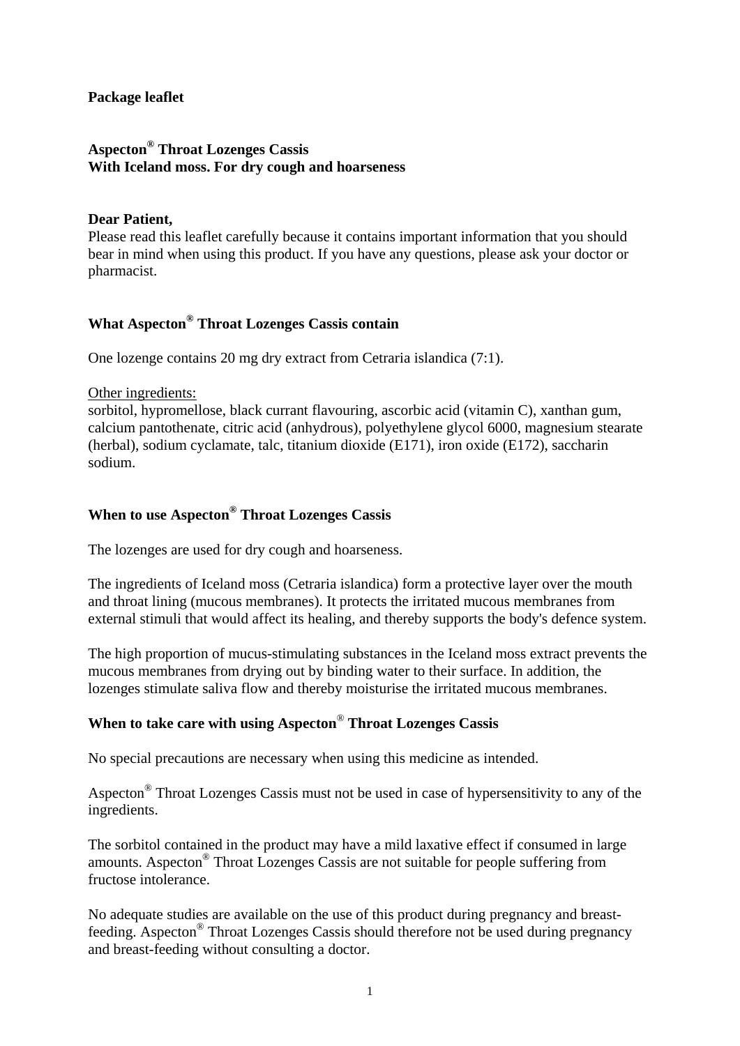**Package leaflet**

# Aspecton® Throat Lozenges Cassis
**With Iceland moss. For dry cough and hoarseness**

**Dear Patient,**
Please read this leaflet carefully because it contains important information that you should bear in mind when using this product. If you have any questions, please ask your doctor or pharmacist.

## What Aspecton® Throat Lozenges Cassis contain

One lozenge contains 20 mg dry extract from Cetraria islandica (7:1).

Other ingredients:
sorbitol, hypromellose, black currant flavouring, ascorbic acid (vitamin C), xanthan gum, calcium pantothenate, citric acid (anhydrous), polyethylene glycol 6000, magnesium stearate (herbal), sodium cyclamate, talc, titanium dioxide (E171), iron oxide (E172), saccharin sodium.

## When to use Aspecton® Throat Lozenges Cassis

The lozenges are used for dry cough and hoarseness.

The ingredients of Iceland moss (Cetraria islandica) form a protective layer over the mouth and throat lining (mucous membranes). It protects the irritated mucous membranes from external stimuli that would affect its healing, and thereby supports the body's defence system.

The high proportion of mucus-stimulating substances in the Iceland moss extract prevents the mucous membranes from drying out by binding water to their surface. In addition, the lozenges stimulate saliva flow and thereby moisturise the irritated mucous membranes.

## When to take care with using Aspecton® Throat Lozenges Cassis

No special precautions are necessary when using this medicine as intended.

Aspecton® Throat Lozenges Cassis must not be used in case of hypersensitivity to any of the ingredients.

The sorbitol contained in the product may have a mild laxative effect if consumed in large amounts. Aspecton® Throat Lozenges Cassis are not suitable for people suffering from fructose intolerance.

No adequate studies are available on the use of this product during pregnancy and breast-feeding. Aspecton® Throat Lozenges Cassis should therefore not be used during pregnancy and breast-feeding without consulting a doctor.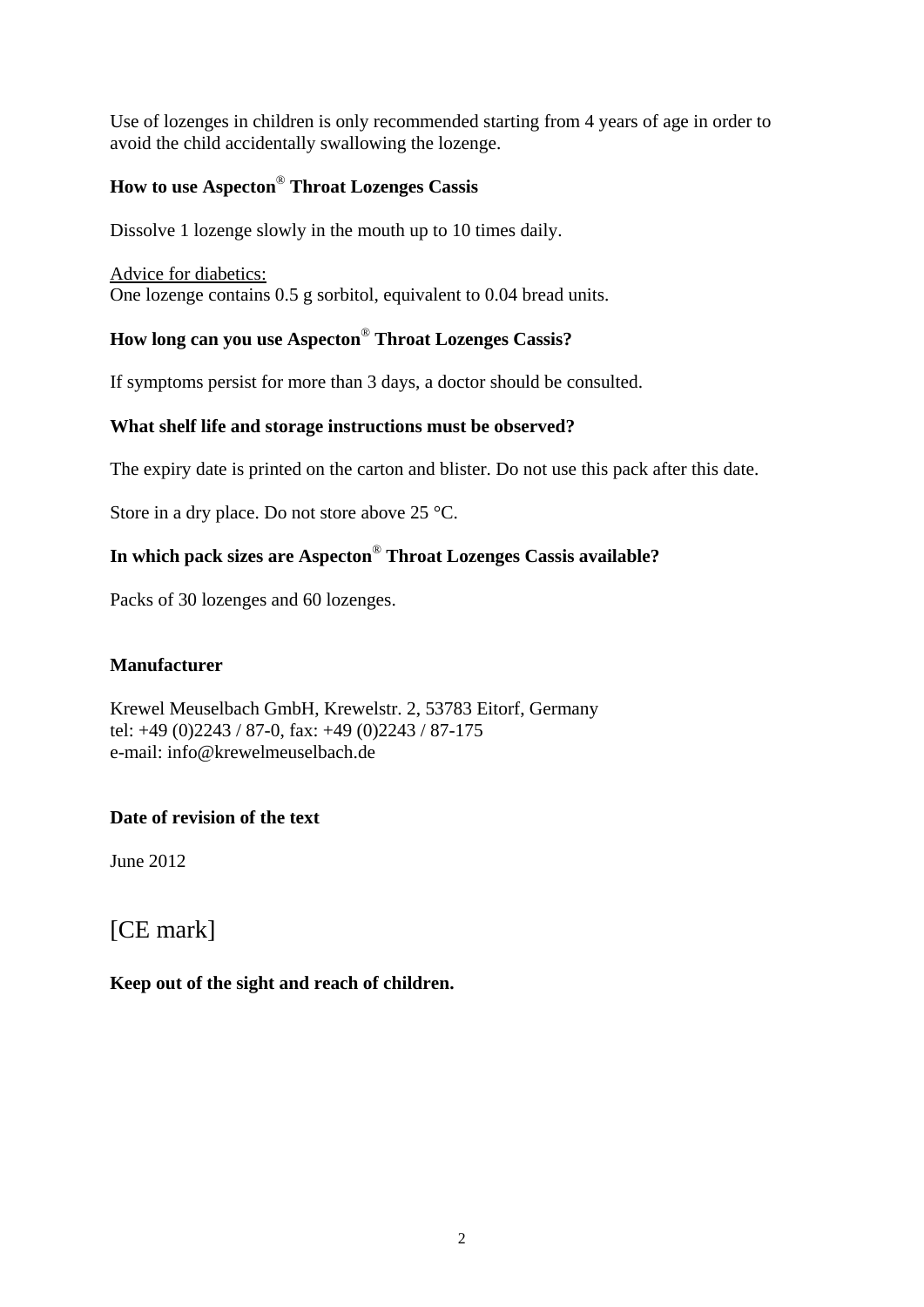Use of lozenges in children is only recommended starting from 4 years of age in order to avoid the child accidentally swallowing the lozenge.

**How to use Aspecton® Throat Lozenges Cassis**

Dissolve 1 lozenge slowly in the mouth up to 10 times daily.

Advice for diabetics:
One lozenge contains 0.5 g sorbitol, equivalent to 0.04 bread units.

**How long can you use Aspecton® Throat Lozenges Cassis?**

If symptoms persist for more than 3 days, a doctor should be consulted.

**What shelf life and storage instructions must be observed?**

The expiry date is printed on the carton and blister. Do not use this pack after this date.

Store in a dry place. Do not store above 25 °C.

**In which pack sizes are Aspecton® Throat Lozenges Cassis available?**

Packs of 30 lozenges and 60 lozenges.

**Manufacturer**

Krewel Meuselbach GmbH, Krewelstr. 2, 53783 Eitorf, Germany
tel: +49 (0)2243 / 87-0, fax: +49 (0)2243 / 87-175
e-mail: info@krewelmeuselbach.de

**Date of revision of the text**

June 2012

[CE mark]

**Keep out of the sight and reach of children.**